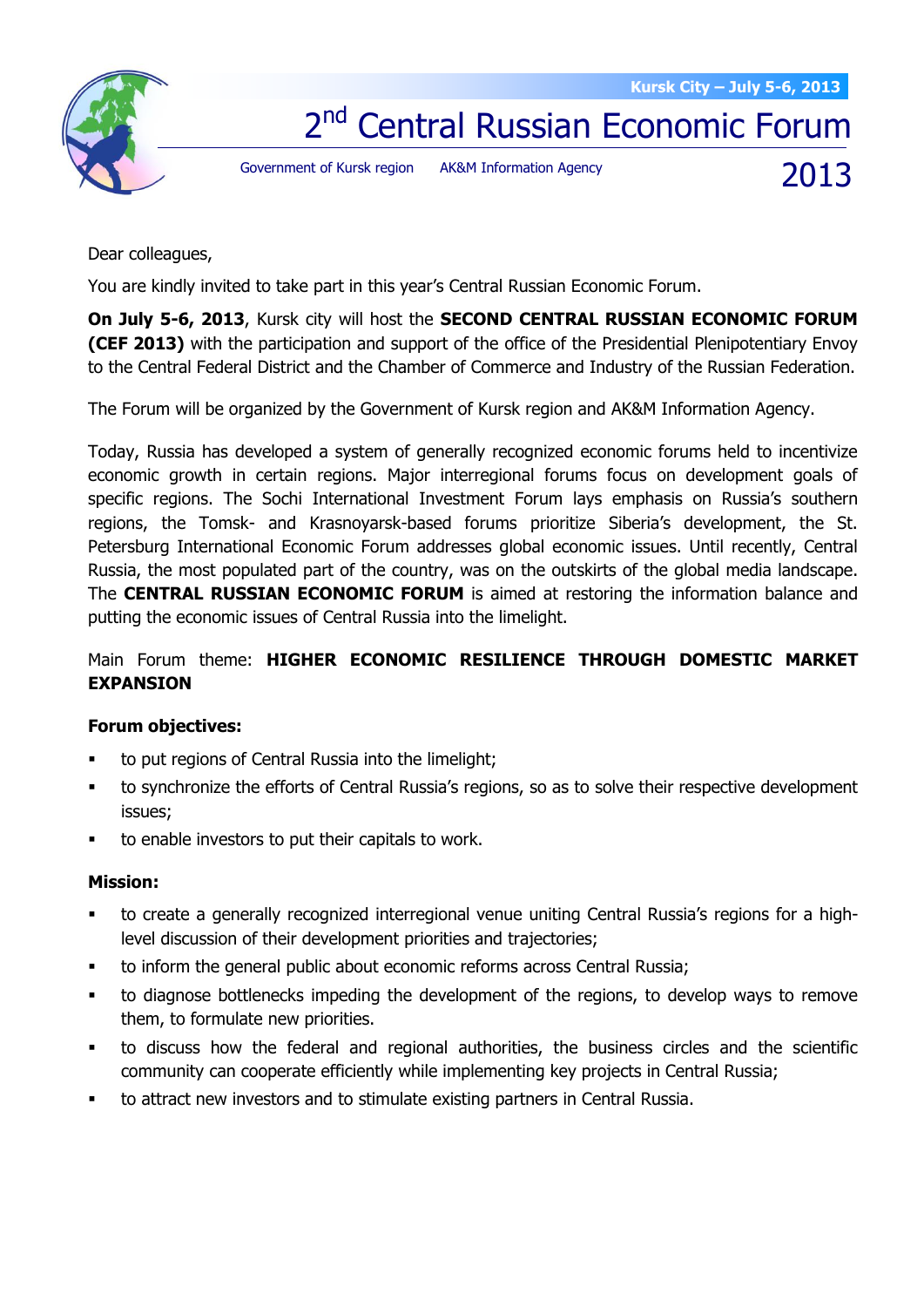Kursk City – July 5-6, 2013

# 2nd Central Russian Economic Forum 2013

Government of Kursk region    AK&M Information Agency

Dear colleagues,

You are kindly invited to take part in this year's Central Russian Economic Forum.

**On July 5-6, 2013**, Kursk city will host the **SECOND CENTRAL RUSSIAN ECONOMIC FORUM (CEF 2013)** with the participation and support of the office of the Presidential Plenipotentiary Envoy to the Central Federal District and the Chamber of Commerce and Industry of the Russian Federation.

The Forum will be organized by the Government of Kursk region and AK&M Information Agency.

Today, Russia has developed a system of generally recognized economic forums held to incentivize economic growth in certain regions. Major interregional forums focus on development goals of specific regions. The Sochi International Investment Forum lays emphasis on Russia's southern regions, the Tomsk- and Krasnoyarsk-based forums prioritize Siberia's development, the St. Petersburg International Economic Forum addresses global economic issues. Until recently, Central Russia, the most populated part of the country, was on the outskirts of the global media landscape. The **CENTRAL RUSSIAN ECONOMIC FORUM** is aimed at restoring the information balance and putting the economic issues of Central Russia into the limelight.

Main Forum theme: **HIGHER ECONOMIC RESILIENCE THROUGH DOMESTIC MARKET EXPANSION**

**Forum objectives:**

- to put regions of Central Russia into the limelight;
- to synchronize the efforts of Central Russia's regions, so as to solve their respective development issues;
- to enable investors to put their capitals to work.

**Mission:**

- to create a generally recognized interregional venue uniting Central Russia's regions for a high-level discussion of their development priorities and trajectories;
- to inform the general public about economic reforms across Central Russia;
- to diagnose bottlenecks impeding the development of the regions, to develop ways to remove them, to formulate new priorities.
- to discuss how the federal and regional authorities, the business circles and the scientific community can cooperate efficiently while implementing key projects in Central Russia;
- to attract new investors and to stimulate existing partners in Central Russia.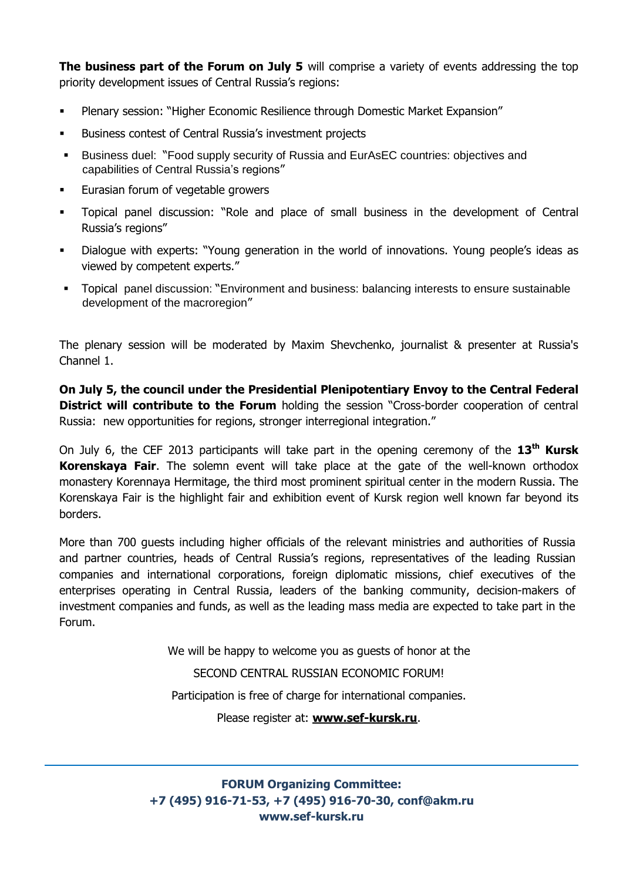**The business part of the Forum on July 5** will comprise a variety of events addressing the top priority development issues of Central Russia's regions:

- Plenary session: "Higher Economic Resilience through Domestic Market Expansion"
- Business contest of Central Russia's investment projects
- Business duel: "Food supply security of Russia and EurAsEC countries: objectives and capabilities of Central Russia's regions"
- Eurasian forum of vegetable growers
- Topical panel discussion: "Role and place of small business in the development of Central Russia's regions"
- Dialogue with experts: "Young generation in the world of innovations. Young people's ideas as viewed by competent experts."
- Topical panel discussion: "Environment and business: balancing interests to ensure sustainable development of the macroregion"

The plenary session will be moderated by Maxim Shevchenko, journalist & presenter at Russia's Channel 1.

**On July 5, the council under the Presidential Plenipotentiary Envoy to the Central Federal District will contribute to the Forum** holding the session "Cross-border cooperation of central Russia: new opportunities for regions, stronger interregional integration."

On July 6, the CEF 2013 participants will take part in the opening ceremony of the **13th Kursk Korenskaya Fair**. The solemn event will take place at the gate of the well-known orthodox monastery Korennaya Hermitage, the third most prominent spiritual center in the modern Russia. The Korenskaya Fair is the highlight fair and exhibition event of Kursk region well known far beyond its borders.

More than 700 guests including higher officials of the relevant ministries and authorities of Russia and partner countries, heads of Central Russia's regions, representatives of the leading Russian companies and international corporations, foreign diplomatic missions, chief executives of the enterprises operating in Central Russia, leaders of the banking community, decision-makers of investment companies and funds, as well as the leading mass media are expected to take part in the Forum.

We will be happy to welcome you as guests of honor at the

SECOND CENTRAL RUSSIAN ECONOMIC FORUM!

Participation is free of charge for international companies.

Please register at: **www.sef-kursk.ru**.

---

**FORUM Organizing Committee:**
**+7 (495) 916-71-53, +7 (495) 916-70-30, conf@akm.ru**
**www.sef-kursk.ru**